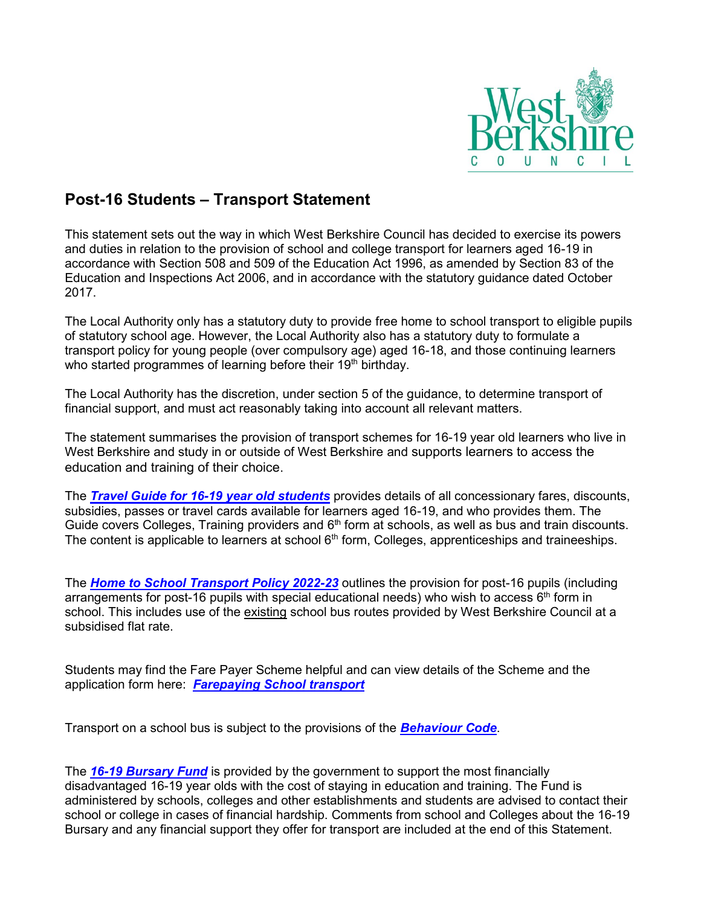## Post-16 Students – Transport Statement

This statement sets out the way in which West Berkshire Council has decided to exercise its powers and duties in relation to the provision of school and college transport for learners aged 16-19 in accordance with Section 508 and 509 of the Education Act 1996, as amended by Section 83 of the Education and Inspections Act 2006, and in accordance with the statutory guidance dated October 2017.

The Local Authority only has a statutory duty to provide free home to school transport to eligible pupils of statutory school age. However, the Local Authority also has a statutory duty to formulate a transport policy for young people (over compulsory age) aged 16-18, and those continuing learners who started programmes of learning before their 19th birthday.

The Local Authority has the discretion, under section 5 of the guidance, to determine transport of financial support, and must act reasonably taking into account all relevant matters.

The statement summarises the provision of transport schemes for 16-19 year old learners who live in West Berkshire and study in or outside of West Berkshire and supports learners to access the education and training of their choice.

The ***Travel Guide for 16-19 year old students*** provides details of all concessionary fares, discounts, subsidies, passes or travel cards available for learners aged 16-19, and who provides them. The Guide covers Colleges, Training providers and 6th form at schools, as well as bus and train discounts. The content is applicable to learners at school 6th form, Colleges, apprenticeships and traineeships.

The ***Home to School Transport Policy 2022-23*** outlines the provision for post-16 pupils (including arrangements for post-16 pupils with special educational needs) who wish to access 6th form in school. This includes use of the existing school bus routes provided by West Berkshire Council at a subsidised flat rate.

Students may find the Fare Payer Scheme helpful and can view details of the Scheme and the application form here: ***Farepaying School transport***

Transport on a school bus is subject to the provisions of the ***Behaviour Code***.

The ***16-19 Bursary Fund*** is provided by the government to support the most financially disadvantaged 16-19 year olds with the cost of staying in education and training. The Fund is administered by schools, colleges and other establishments and students are advised to contact their school or college in cases of financial hardship. Comments from school and Colleges about the 16-19 Bursary and any financial support they offer for transport are included at the end of this Statement.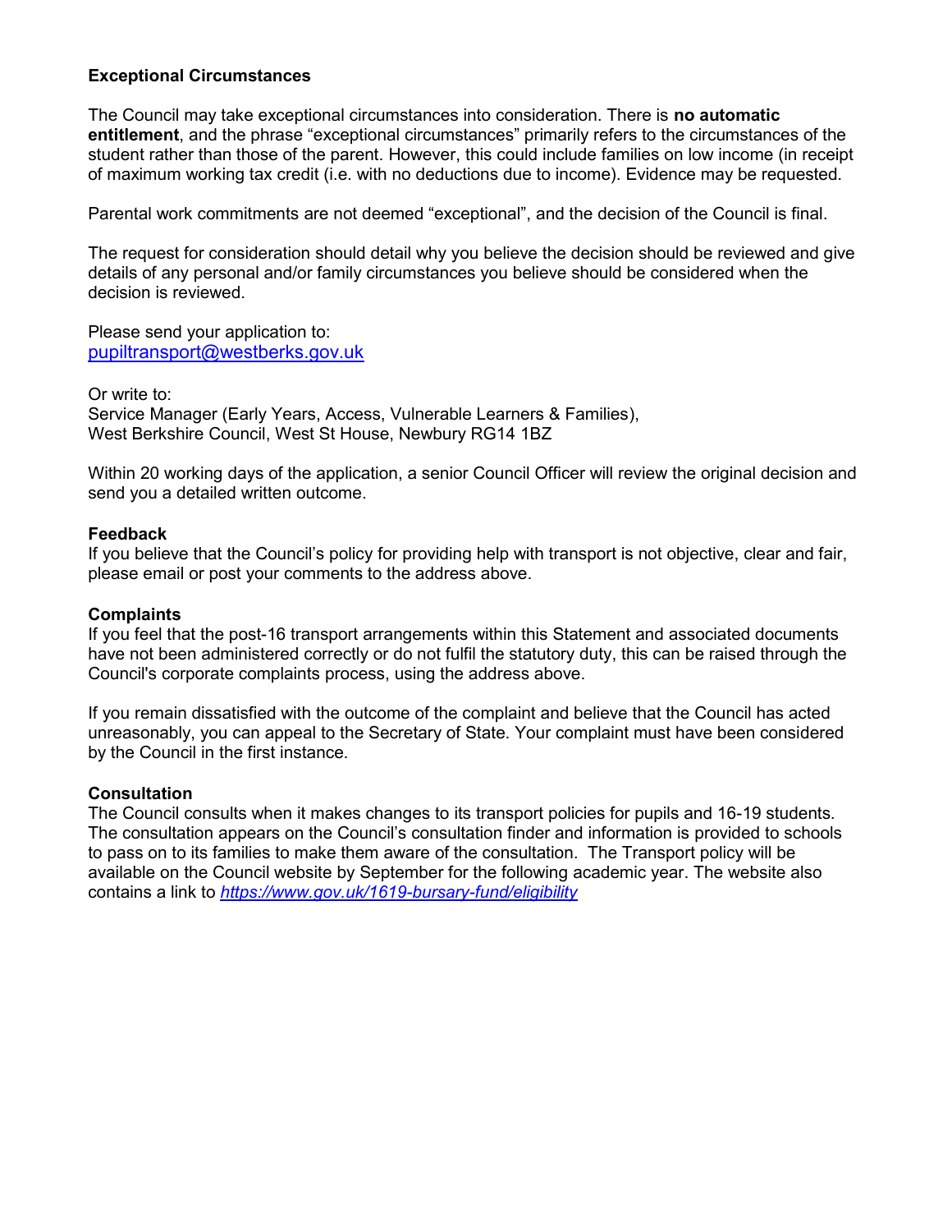**Exceptional Circumstances**

The Council may take exceptional circumstances into consideration. There is **no automatic entitlement**, and the phrase “exceptional circumstances” primarily refers to the circumstances of the student rather than those of the parent. However, this could include families on low income (in receipt of maximum working tax credit (i.e. with no deductions due to income). Evidence may be requested.

Parental work commitments are not deemed “exceptional”, and the decision of the Council is final.

The request for consideration should detail why you believe the decision should be reviewed and give details of any personal and/or family circumstances you believe should be considered when the decision is reviewed.

Please send your application to:
pupiltransport@westberks.gov.uk

Or write to:
Service Manager (Early Years, Access, Vulnerable Learners & Families),
West Berkshire Council, West St House, Newbury RG14 1BZ

Within 20 working days of the application, a senior Council Officer will review the original decision and send you a detailed written outcome.

**Feedback**
If you believe that the Council’s policy for providing help with transport is not objective, clear and fair, please email or post your comments to the address above.

**Complaints**
If you feel that the post-16 transport arrangements within this Statement and associated documents have not been administered correctly or do not fulfil the statutory duty, this can be raised through the Council's corporate complaints process, using the address above.

If you remain dissatisfied with the outcome of the complaint and believe that the Council has acted unreasonably, you can appeal to the Secretary of State. Your complaint must have been considered by the Council in the first instance.

**Consultation**
The Council consults when it makes changes to its transport policies for pupils and 16-19 students. The consultation appears on the Council’s consultation finder and information is provided to schools to pass on to its families to make them aware of the consultation. The Transport policy will be available on the Council website by September for the following academic year. The website also contains a link to *https://www.gov.uk/1619-bursary-fund/eligibility*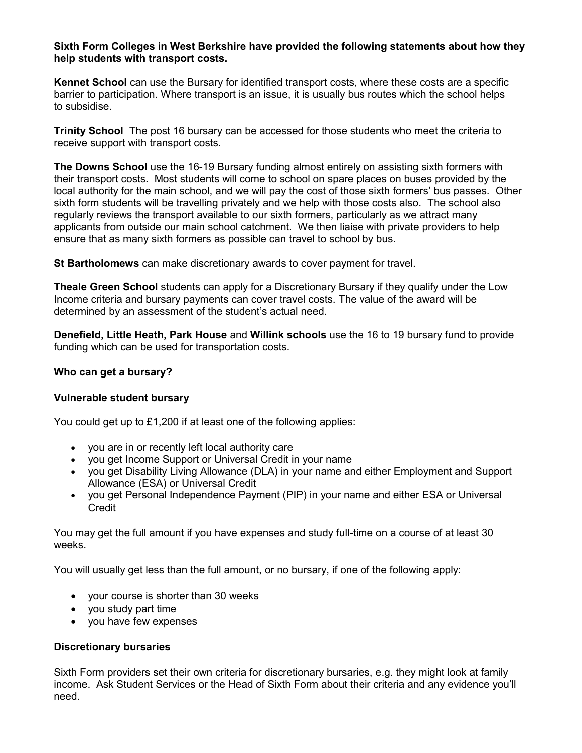**Sixth Form Colleges in West Berkshire have provided the following statements about how they help students with transport costs.**

**Kennet School** can use the Bursary for identified transport costs, where these costs are a specific barrier to participation. Where transport is an issue, it is usually bus routes which the school helps to subsidise.

**Trinity School** The post 16 bursary can be accessed for those students who meet the criteria to receive support with transport costs.

**The Downs School** use the 16-19 Bursary funding almost entirely on assisting sixth formers with their transport costs. Most students will come to school on spare places on buses provided by the local authority for the main school, and we will pay the cost of those sixth formers' bus passes. Other sixth form students will be travelling privately and we help with those costs also. The school also regularly reviews the transport available to our sixth formers, particularly as we attract many applicants from outside our main school catchment. We then liaise with private providers to help ensure that as many sixth formers as possible can travel to school by bus.

**St Bartholomews** can make discretionary awards to cover payment for travel.

**Theale Green School** students can apply for a Discretionary Bursary if they qualify under the Low Income criteria and bursary payments can cover travel costs. The value of the award will be determined by an assessment of the student's actual need.

**Denefield, Little Heath, Park House** and **Willink schools** use the 16 to 19 bursary fund to provide funding which can be used for transportation costs.

**Who can get a bursary?**

**Vulnerable student bursary**

You could get up to £1,200 if at least one of the following applies:

- you are in or recently left local authority care
- you get Income Support or Universal Credit in your name
- you get Disability Living Allowance (DLA) in your name and either Employment and Support Allowance (ESA) or Universal Credit
- you get Personal Independence Payment (PIP) in your name and either ESA or Universal Credit

You may get the full amount if you have expenses and study full-time on a course of at least 30 weeks.

You will usually get less than the full amount, or no bursary, if one of the following apply:

- your course is shorter than 30 weeks
- you study part time
- you have few expenses

**Discretionary bursaries**

Sixth Form providers set their own criteria for discretionary bursaries, e.g. they might look at family income. Ask Student Services or the Head of Sixth Form about their criteria and any evidence you'll need.